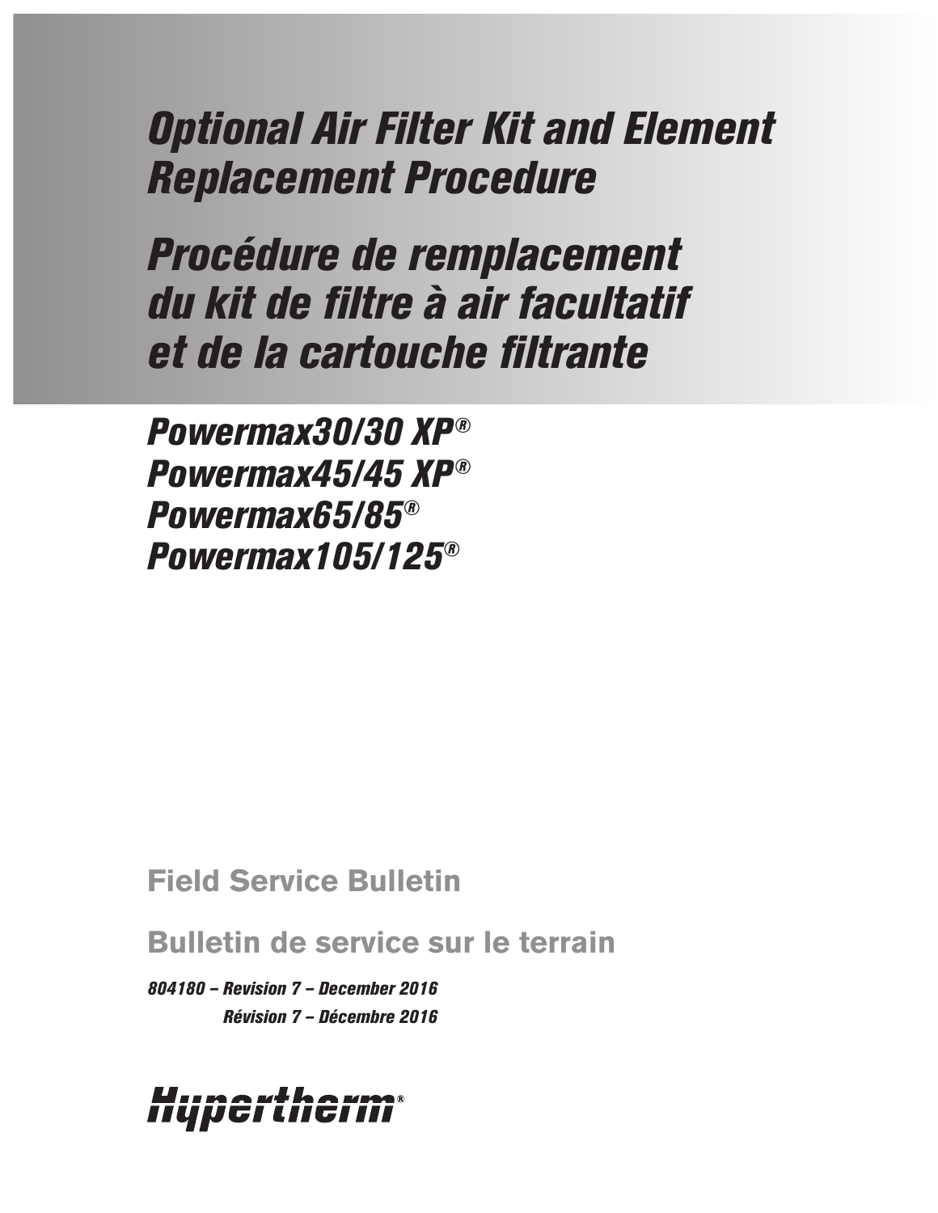# *Optional Air Filter Kit and Element Replacement Procedure*

# *Procédure de remplacement du kit de filtre à air facultatif et de la cartouche filtrante*

## *Powermax30/30 XP®*
## *Powermax45/45 XP®*
## *Powermax65/85®*
## *Powermax105/125®*

**Field Service Bulletin**

**Bulletin de service sur le terrain**

*804180 – Revision 7 – December 2016*
*Révision 7 – Décembre 2016*

Hypertherm®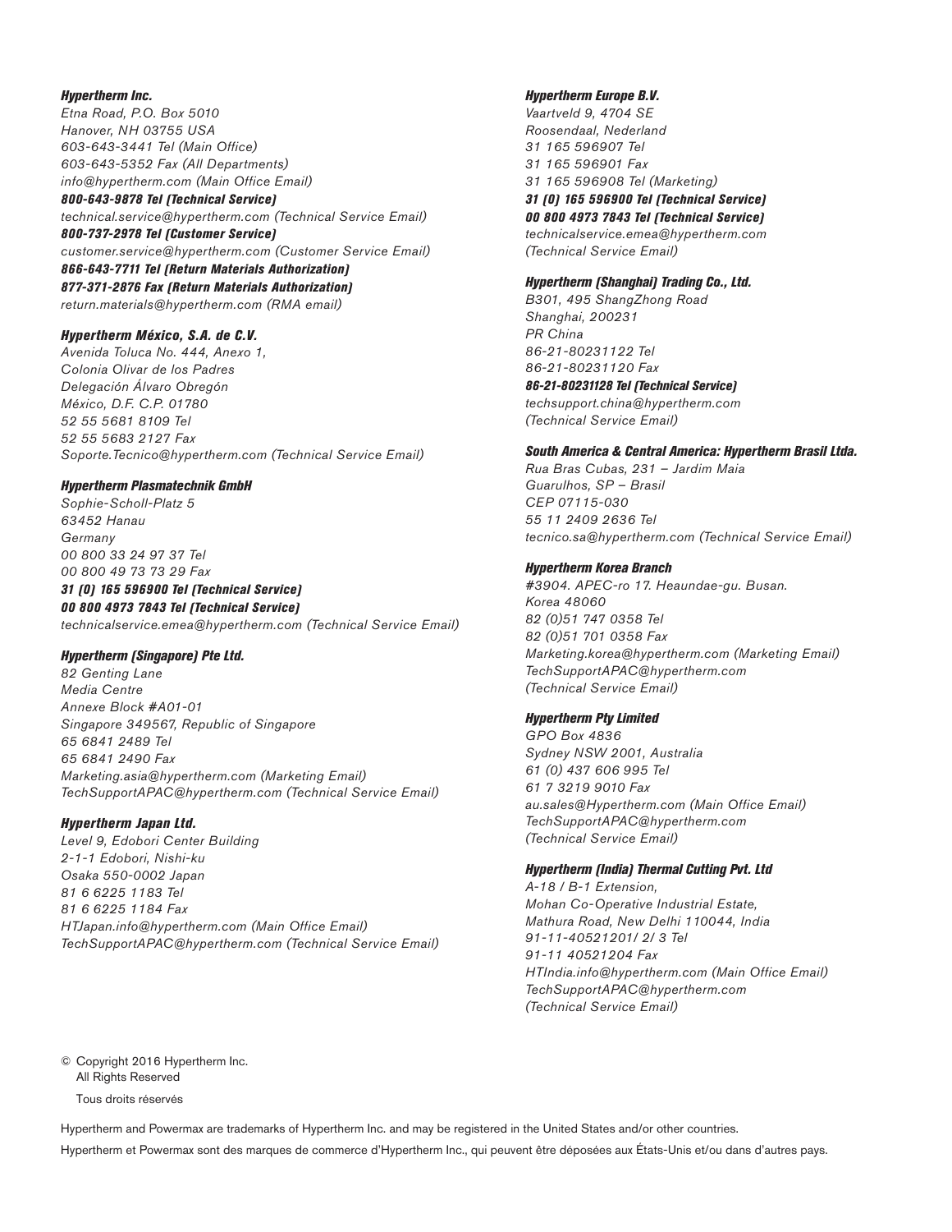***Hypertherm Inc.***
*Etna Road, P.O. Box 5010*
*Hanover, NH 03755 USA*
*603-643-3441 Tel (Main Office)*
*603-643-5352 Fax (All Departments)*
*info@hypertherm.com (Main Office Email)*
***800-643-9878 Tel (Technical Service)***
*technical.service@hypertherm.com (Technical Service Email)*
***800-737-2978 Tel (Customer Service)***
*customer.service@hypertherm.com (Customer Service Email)*
***866-643-7711 Tel (Return Materials Authorization)***
***877-371-2876 Fax (Return Materials Authorization)***
*return.materials@hypertherm.com (RMA email)*

***Hypertherm México, S.A. de C.V.***
*Avenida Toluca No. 444, Anexo 1,*
*Colonia Olivar de los Padres*
*Delegación Álvaro Obregón*
*México, D.F. C.P. 01780*
*52 55 5681 8109 Tel*
*52 55 5683 2127 Fax*
*Soporte.Tecnico@hypertherm.com (Technical Service Email)*

***Hypertherm Plasmatechnik GmbH***
*Sophie-Scholl-Platz 5*
*63452 Hanau*
*Germany*
*00 800 33 24 97 37 Tel*
*00 800 49 73 73 29 Fax*
***31 (0) 165 596900 Tel (Technical Service)***
***00 800 4973 7843 Tel (Technical Service)***
*technicalservice.emea@hypertherm.com (Technical Service Email)*

***Hypertherm (Singapore) Pte Ltd.***
*82 Genting Lane*
*Media Centre*
*Annexe Block #A01-01*
*Singapore 349567, Republic of Singapore*
*65 6841 2489 Tel*
*65 6841 2490 Fax*
*Marketing.asia@hypertherm.com (Marketing Email)*
*TechSupportAPAC@hypertherm.com (Technical Service Email)*

***Hypertherm Japan Ltd.***
*Level 9, Edobori Center Building*
*2-1-1 Edobori, Nishi-ku*
*Osaka 550-0002 Japan*
*81 6 6225 1183 Tel*
*81 6 6225 1184 Fax*
*HTJapan.info@hypertherm.com (Main Office Email)*
*TechSupportAPAC@hypertherm.com (Technical Service Email)*

***Hypertherm Europe B.V.***
*Vaartveld 9, 4704 SE*
*Roosendaal, Nederland*
*31 165 596907 Tel*
*31 165 596901 Fax*
*31 165 596908 Tel (Marketing)*
***31 (0) 165 596900 Tel (Technical Service)***
***00 800 4973 7843 Tel (Technical Service)***
*technicalservice.emea@hypertherm.com*
*(Technical Service Email)*

***Hypertherm (Shanghai) Trading Co., Ltd.***
*B301, 495 ShangZhong Road*
*Shanghai, 200231*
*PR China*
*86-21-80231122 Tel*
*86-21-80231120 Fax*
***86-21-80231128 Tel (Technical Service)***
*techsupport.china@hypertherm.com*
*(Technical Service Email)*

***South America & Central America: Hypertherm Brasil Ltda.***
*Rua Bras Cubas, 231 – Jardim Maia*
*Guarulhos, SP – Brasil*
*CEP 07115-030*
*55 11 2409 2636 Tel*
*tecnico.sa@hypertherm.com (Technical Service Email)*

***Hypertherm Korea Branch***
*#3904. APEC-ro 17. Heaundae-gu. Busan.*
*Korea 48060*
*82 (0)51 747 0358 Tel*
*82 (0)51 701 0358 Fax*
*Marketing.korea@hypertherm.com (Marketing Email)*
*TechSupportAPAC@hypertherm.com*
*(Technical Service Email)*

***Hypertherm Pty Limited***
*GPO Box 4836*
*Sydney NSW 2001, Australia*
*61 (0) 437 606 995 Tel*
*61 7 3219 9010 Fax*
*au.sales@Hypertherm.com (Main Office Email)*
*TechSupportAPAC@hypertherm.com*
*(Technical Service Email)*

***Hypertherm (India) Thermal Cutting Pvt. Ltd***
*A-18 / B-1 Extension,*
*Mohan Co-Operative Industrial Estate,*
*Mathura Road, New Delhi 110044, India*
*91-11-40521201/ 2/ 3 Tel*
*91-11 40521204 Fax*
*HTIndia.info@hypertherm.com (Main Office Email)*
*TechSupportAPAC@hypertherm.com*
*(Technical Service Email)*

© Copyright 2016 Hypertherm Inc.
All Rights Reserved

Tous droits réservés

Hypertherm and Powermax are trademarks of Hypertherm Inc. and may be registered in the United States and/or other countries.

Hypertherm et Powermax sont des marques de commerce d'Hypertherm Inc., qui peuvent être déposées aux États-Unis et/ou dans d'autres pays.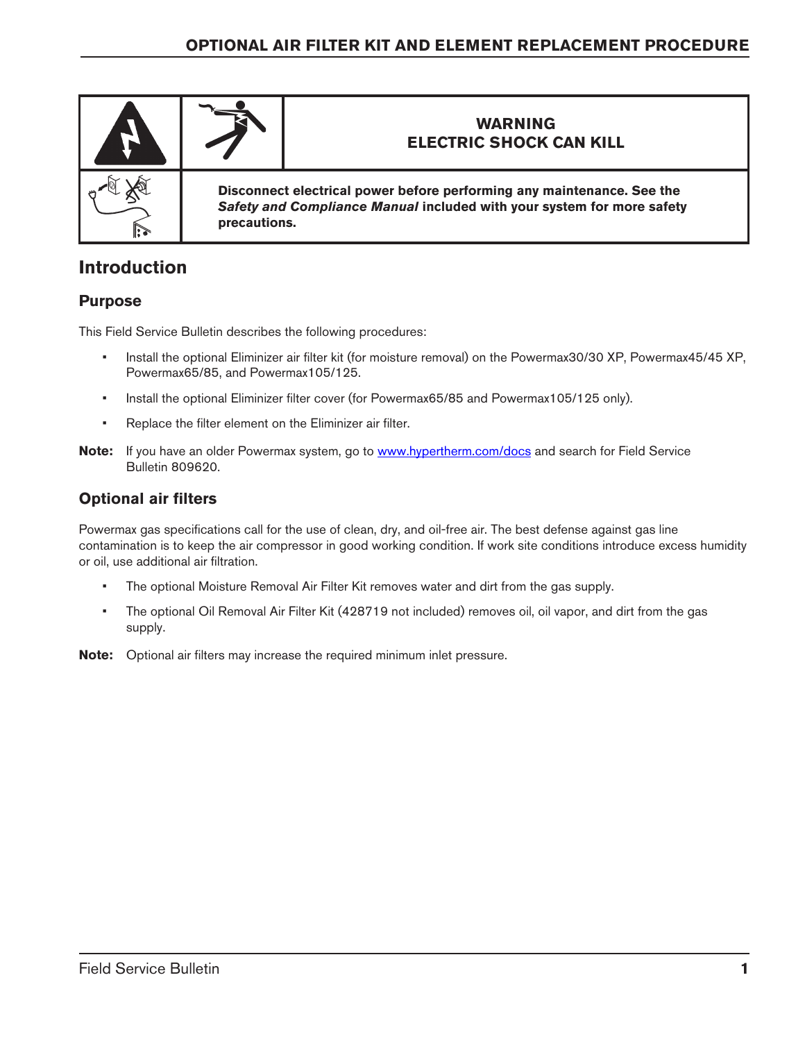| | | **WARNING**<br>**ELECTRIC SHOCK CAN KILL** |
|---|---|---|
| | **Disconnect electrical power before performing any maintenance. See the *Safety and Compliance Manual* included with your system for more safety precautions.** | |

# Introduction

## Purpose

This Field Service Bulletin describes the following procedures:

- Install the optional Eliminizer air filter kit (for moisture removal) on the Powermax30/30 XP, Powermax45/45 XP, Powermax65/85, and Powermax105/125.
- Install the optional Eliminizer filter cover (for Powermax65/85 and Powermax105/125 only).
- Replace the filter element on the Eliminizer air filter.

**Note:** If you have an older Powermax system, go to [www.hypertherm.com/docs](www.hypertherm.com/docs) and search for Field Service Bulletin 809620.

## Optional air filters

Powermax gas specifications call for the use of clean, dry, and oil-free air. The best defense against gas line contamination is to keep the air compressor in good working condition. If work site conditions introduce excess humidity or oil, use additional air filtration.

- The optional Moisture Removal Air Filter Kit removes water and dirt from the gas supply.
- The optional Oil Removal Air Filter Kit (428719 not included) removes oil, oil vapor, and dirt from the gas supply.

**Note:** Optional air filters may increase the required minimum inlet pressure.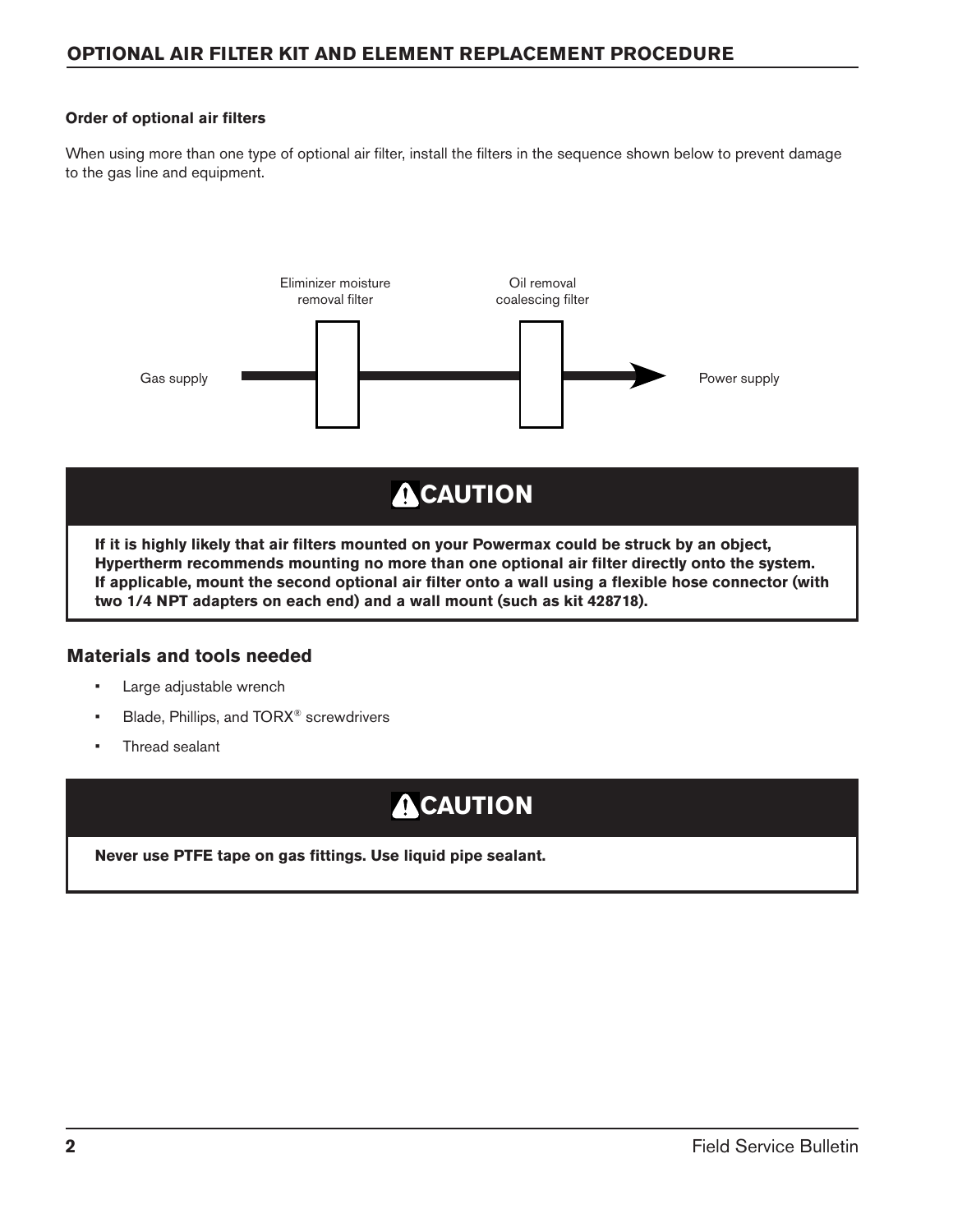## OPTIONAL AIR FILTER KIT AND ELEMENT REPLACEMENT PROCEDURE

**Order of optional air filters**

When using more than one type of optional air filter, install the filters in the sequence shown below to prevent damage to the gas line and equipment.

Gas supply → Eliminizer moisture removal filter → Oil removal coalescing filter → Power supply

> ### ⚠ CAUTION
>
> **If it is highly likely that air filters mounted on your Powermax could be struck by an object, Hypertherm recommends mounting no more than one optional air filter directly onto the system. If applicable, mount the second optional air filter onto a wall using a flexible hose connector (with two 1/4 NPT adapters on each end) and a wall mount (such as kit 428718).**

### Materials and tools needed

- Large adjustable wrench
- Blade, Phillips, and TORX® screwdrivers
- Thread sealant

> ### ⚠ CAUTION
>
> **Never use PTFE tape on gas fittings. Use liquid pipe sealant.**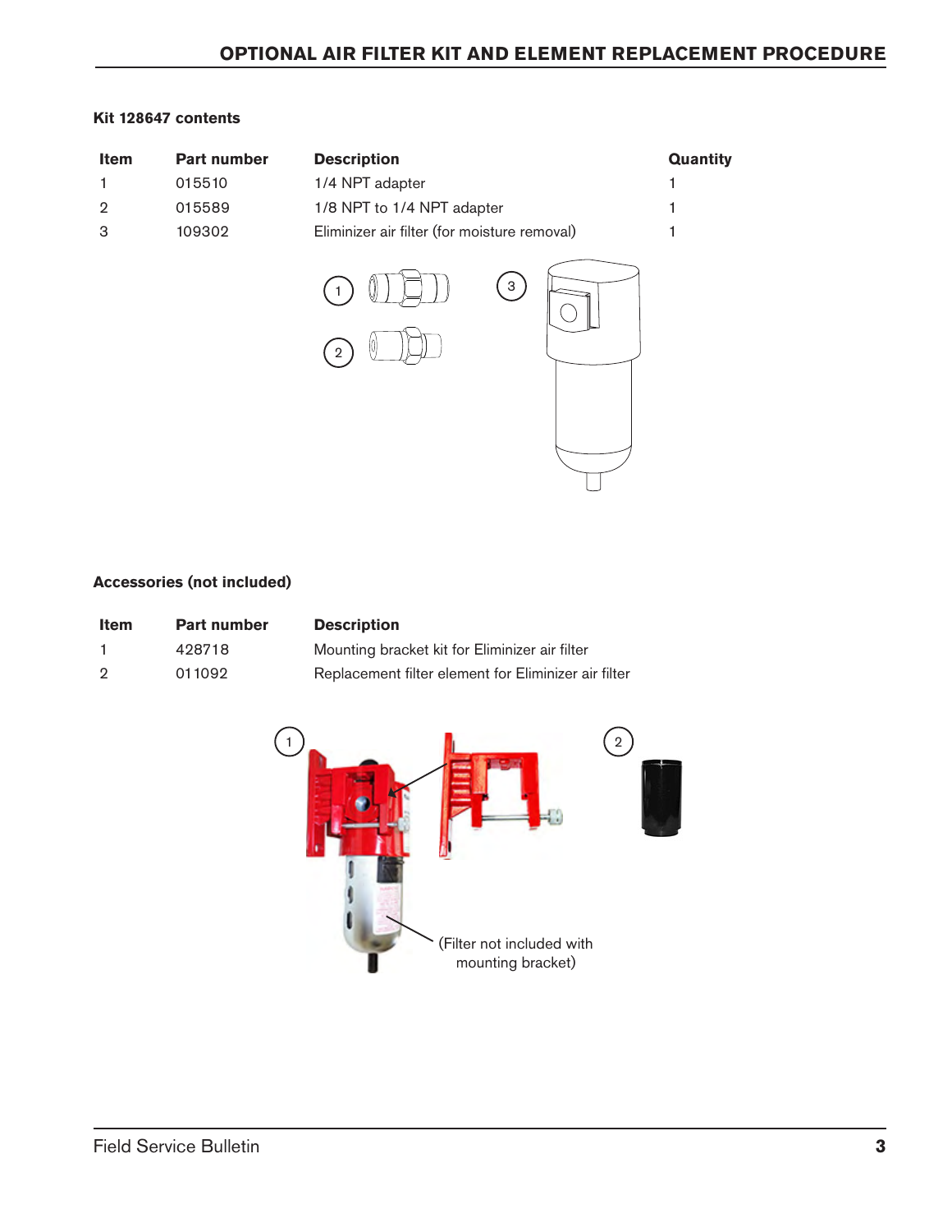## OPTIONAL AIR FILTER KIT AND ELEMENT REPLACEMENT PROCEDURE

**Kit 128647 contents**

| Item | Part number | Description | Quantity |
|---|---|---|---|
| 1 | 015510 | 1/4 NPT adapter | 1 |
| 2 | 015589 | 1/8 NPT to 1/4 NPT adapter | 1 |
| 3 | 109302 | Eliminizer air filter (for moisture removal) | 1 |

**Accessories (not included)**

| Item | Part number | Description |
|---|---|---|
| 1 | 428718 | Mounting bracket kit for Eliminizer air filter |
| 2 | 011092 | Replacement filter element for Eliminizer air filter |

(Filter not included with mounting bracket)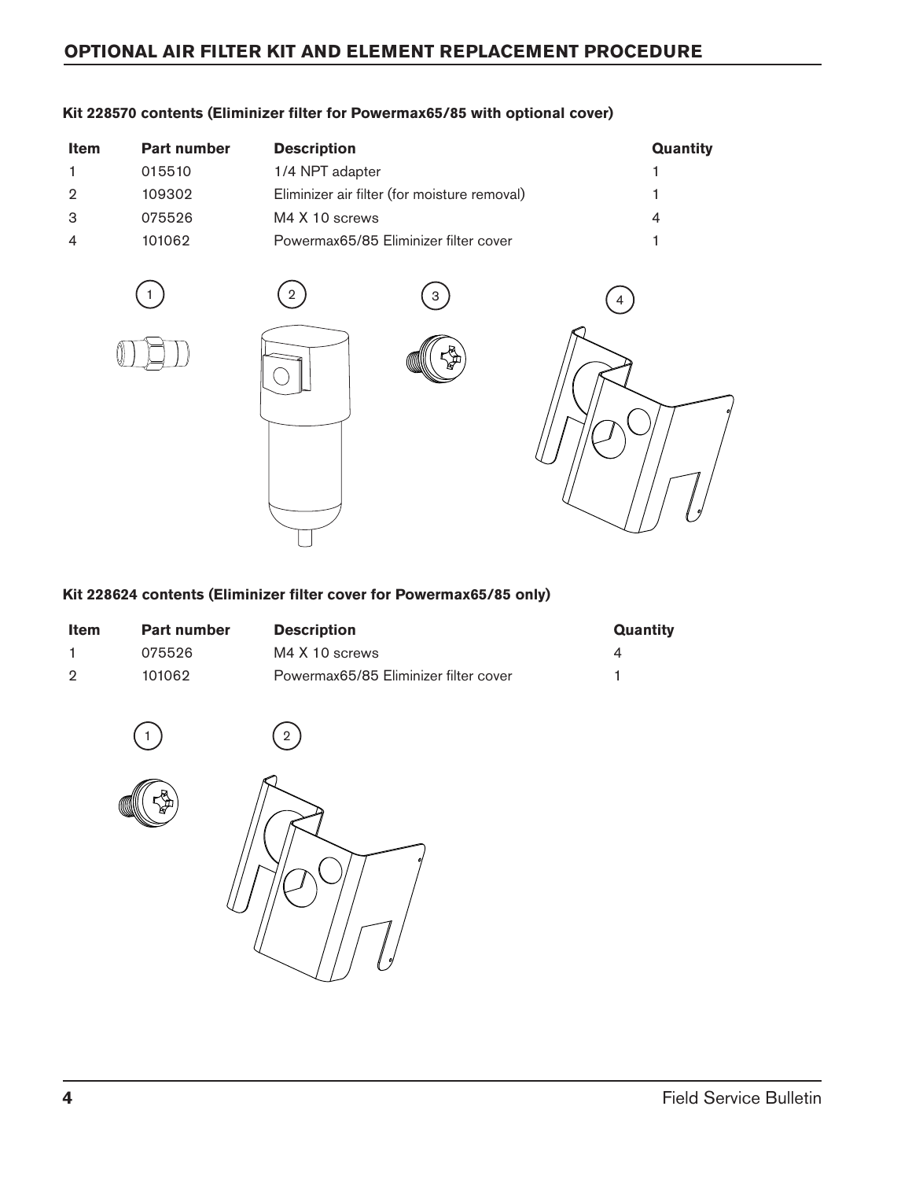## OPTIONAL AIR FILTER KIT AND ELEMENT REPLACEMENT PROCEDURE

**Kit 228570 contents (Eliminizer filter for Powermax65/85 with optional cover)**

| Item | Part number | Description | Quantity |
|---|---|---|---|
| 1 | 015510 | 1/4 NPT adapter | 1 |
| 2 | 109302 | Eliminizer air filter (for moisture removal) | 1 |
| 3 | 075526 | M4 X 10 screws | 4 |
| 4 | 101062 | Powermax65/85 Eliminizer filter cover | 1 |

**Kit 228624 contents (Eliminizer filter cover for Powermax65/85 only)**

| Item | Part number | Description | Quantity |
|---|---|---|---|
| 1 | 075526 | M4 X 10 screws | 4 |
| 2 | 101062 | Powermax65/85 Eliminizer filter cover | 1 |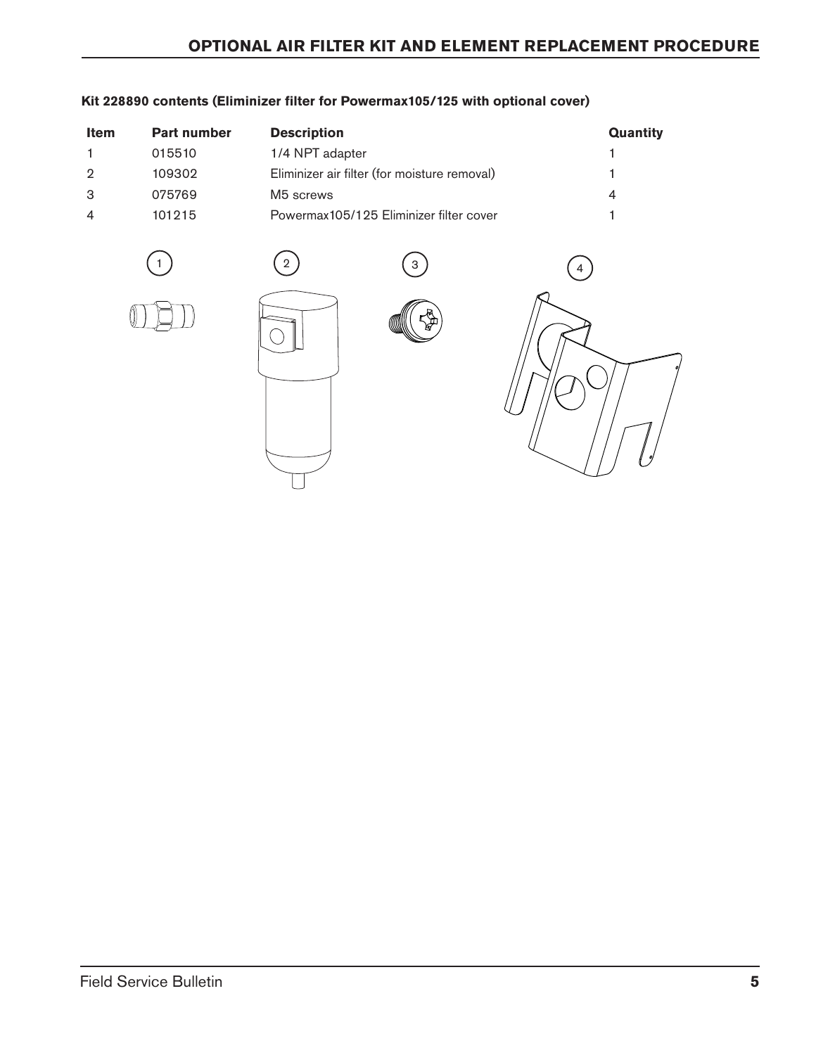**Kit 228890 contents (Eliminizer filter for Powermax105/125 with optional cover)**

| Item | Part number | Description | Quantity |
|---|---|---|---|
| 1 | 015510 | 1/4 NPT adapter | 1 |
| 2 | 109302 | Eliminizer air filter (for moisture removal) | 1 |
| 3 | 075769 | M5 screws | 4 |
| 4 | 101215 | Powermax105/125 Eliminizer filter cover | 1 |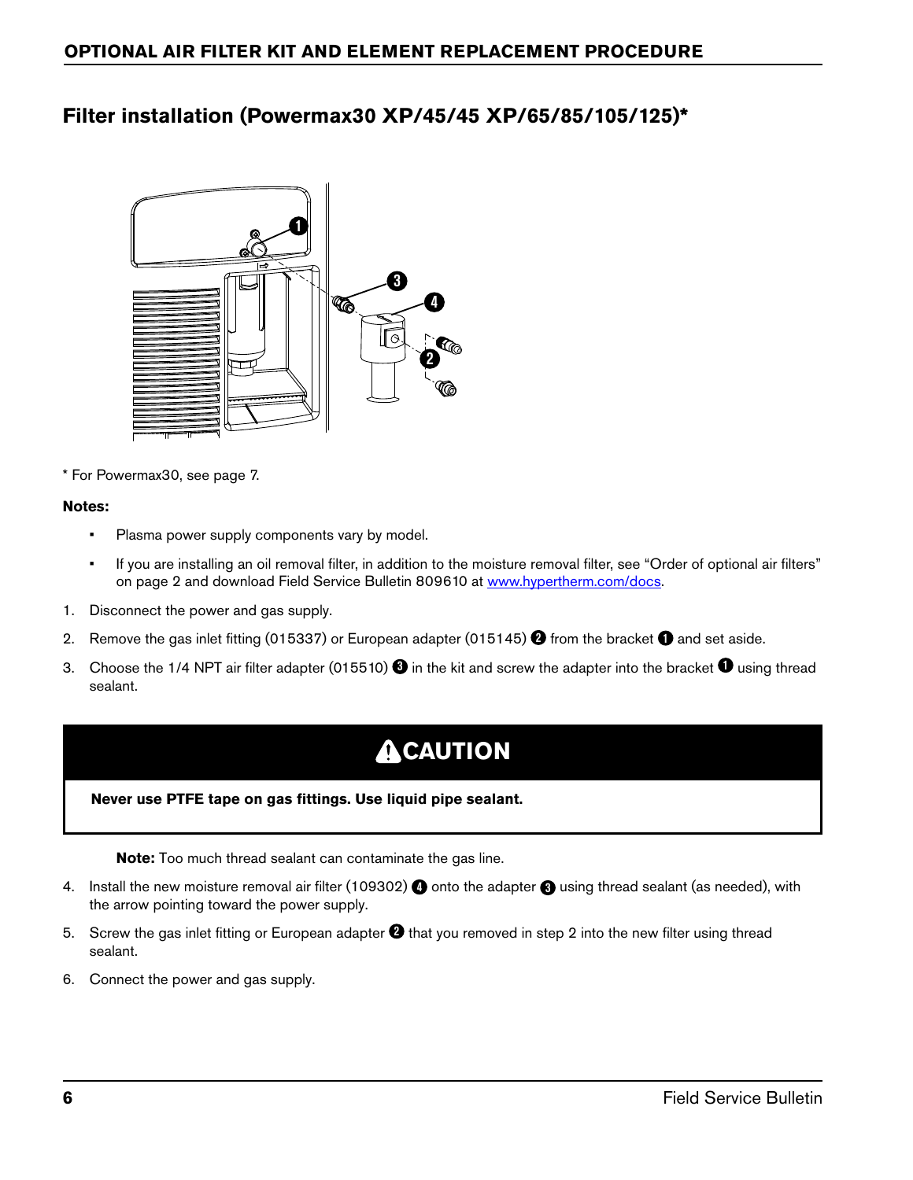## Filter installation (Powermax30 XP/45/45 XP/65/85/105/125)*

* For Powermax30, see page 7.

**Notes:**

- Plasma power supply components vary by model.
- If you are installing an oil removal filter, in addition to the moisture removal filter, see "Order of optional air filters" on page 2 and download Field Service Bulletin 809610 at www.hypertherm.com/docs.

1. Disconnect the power and gas supply.
2. Remove the gas inlet fitting (015337) or European adapter (015145) ❷ from the bracket ❶ and set aside.
3. Choose the 1/4 NPT air filter adapter (015510) ❸ in the kit and screw the adapter into the bracket ❶ using thread sealant.

**CAUTION**

**Never use PTFE tape on gas fittings. Use liquid pipe sealant.**

**Note:** Too much thread sealant can contaminate the gas line.

4. Install the new moisture removal air filter (109302) ❹ onto the adapter ❸ using thread sealant (as needed), with the arrow pointing toward the power supply.
5. Screw the gas inlet fitting or European adapter ❷ that you removed in step 2 into the new filter using thread sealant.
6. Connect the power and gas supply.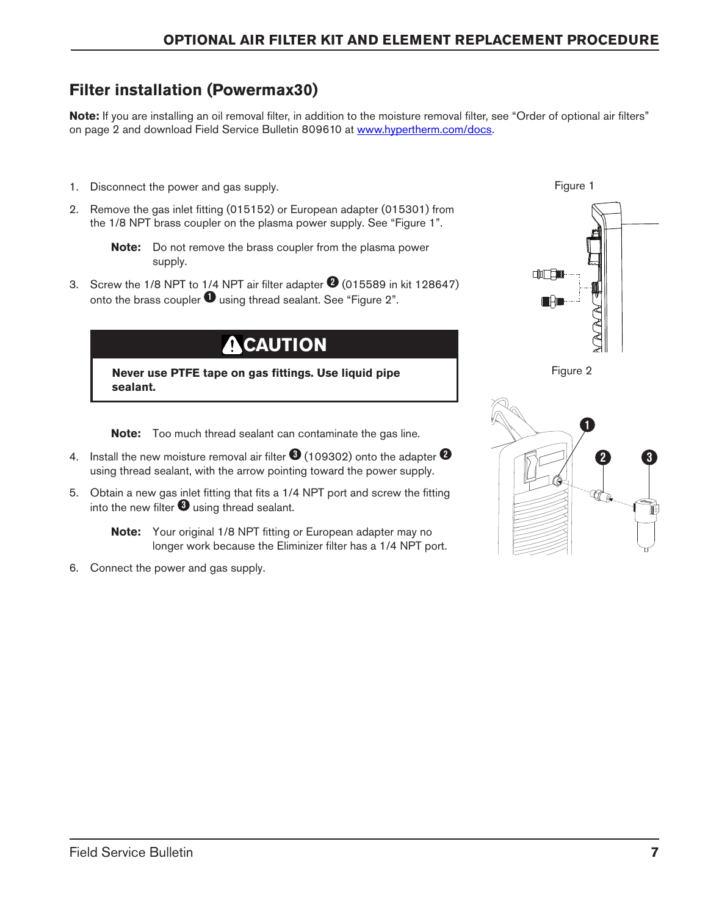## Filter installation (Powermax30)

**Note:** If you are installing an oil removal filter, in addition to the moisture removal filter, see "Order of optional air filters" on page 2 and download Field Service Bulletin 809610 at www.hypertherm.com/docs.

1. Disconnect the power and gas supply.
2. Remove the gas inlet fitting (015152) or European adapter (015301) from the 1/8 NPT brass coupler on the plasma power supply. See "Figure 1".

   **Note:** Do not remove the brass coupler from the plasma power supply.

3. Screw the 1/8 NPT to 1/4 NPT air filter adapter ❷ (015589 in kit 128647) onto the brass coupler ❶ using thread sealant. See "Figure 2".

**CAUTION**

**Never use PTFE tape on gas fittings. Use liquid pipe sealant.**

   **Note:** Too much thread sealant can contaminate the gas line.

4. Install the new moisture removal air filter ❸ (109302) onto the adapter ❷ using thread sealant, with the arrow pointing toward the power supply.
5. Obtain a new gas inlet fitting that fits a 1/4 NPT port and screw the fitting into the new filter ❸ using thread sealant.

   **Note:** Your original 1/8 NPT fitting or European adapter may no longer work because the Eliminizer filter has a 1/4 NPT port.

6. Connect the power and gas supply.

Figure 1

Figure 2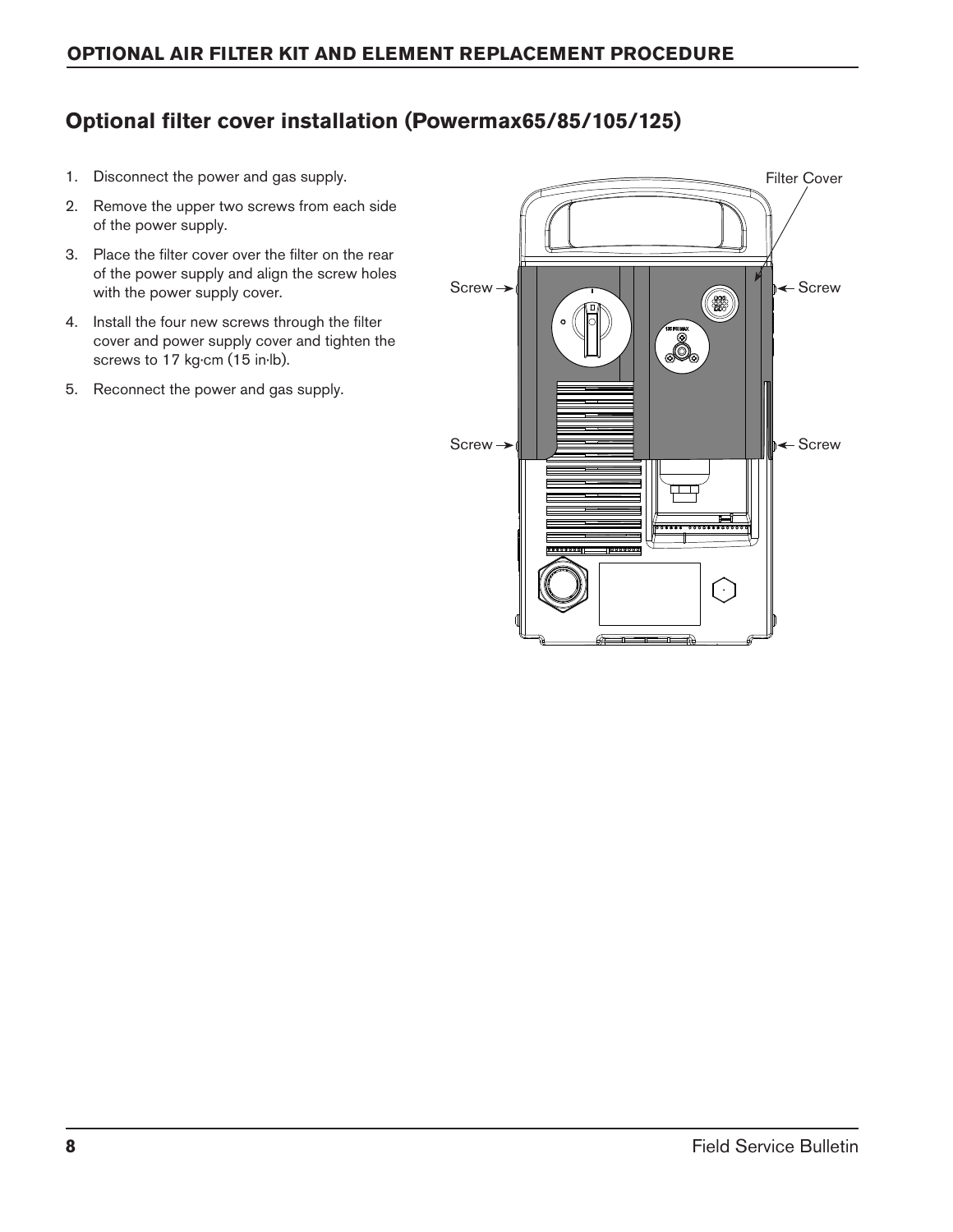## Optional filter cover installation (Powermax65/85/105/125)

1. Disconnect the power and gas supply.
2. Remove the upper two screws from each side of the power supply.
3. Place the filter cover over the filter on the rear of the power supply and align the screw holes with the power supply cover.
4. Install the four new screws through the filter cover and power supply cover and tighten the screws to 17 kg·cm (15 in·lb).
5. Reconnect the power and gas supply.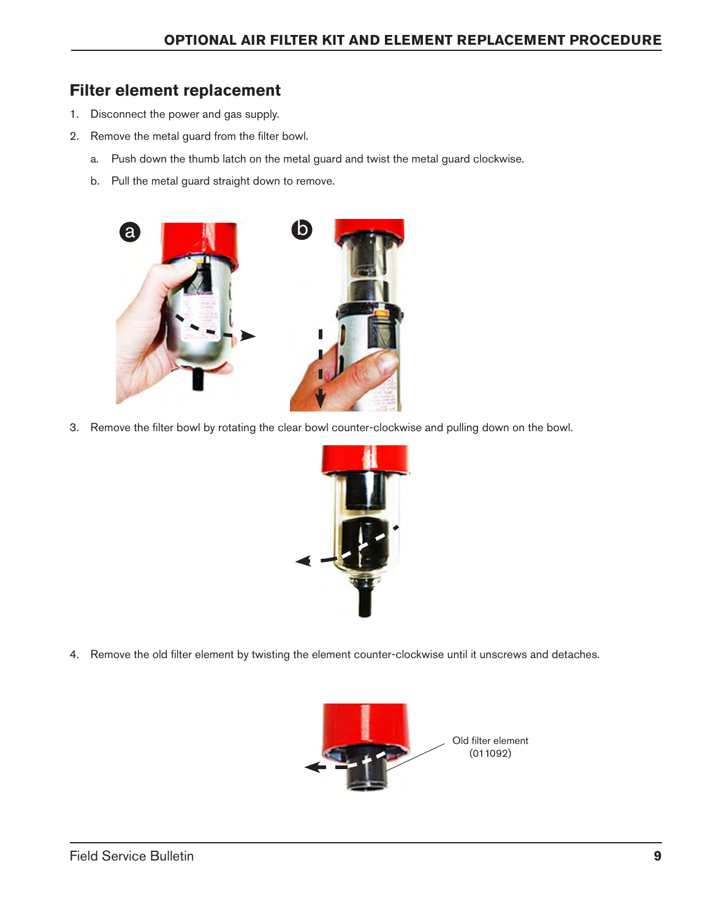## Filter element replacement

1. Disconnect the power and gas supply.
2. Remove the metal guard from the filter bowl.
   a. Push down the thumb latch on the metal guard and twist the metal guard clockwise.
   b. Pull the metal guard straight down to remove.

3. Remove the filter bowl by rotating the clear bowl counter-clockwise and pulling down on the bowl.

4. Remove the old filter element by twisting the element counter-clockwise until it unscrews and detaches.

Old filter element (011092)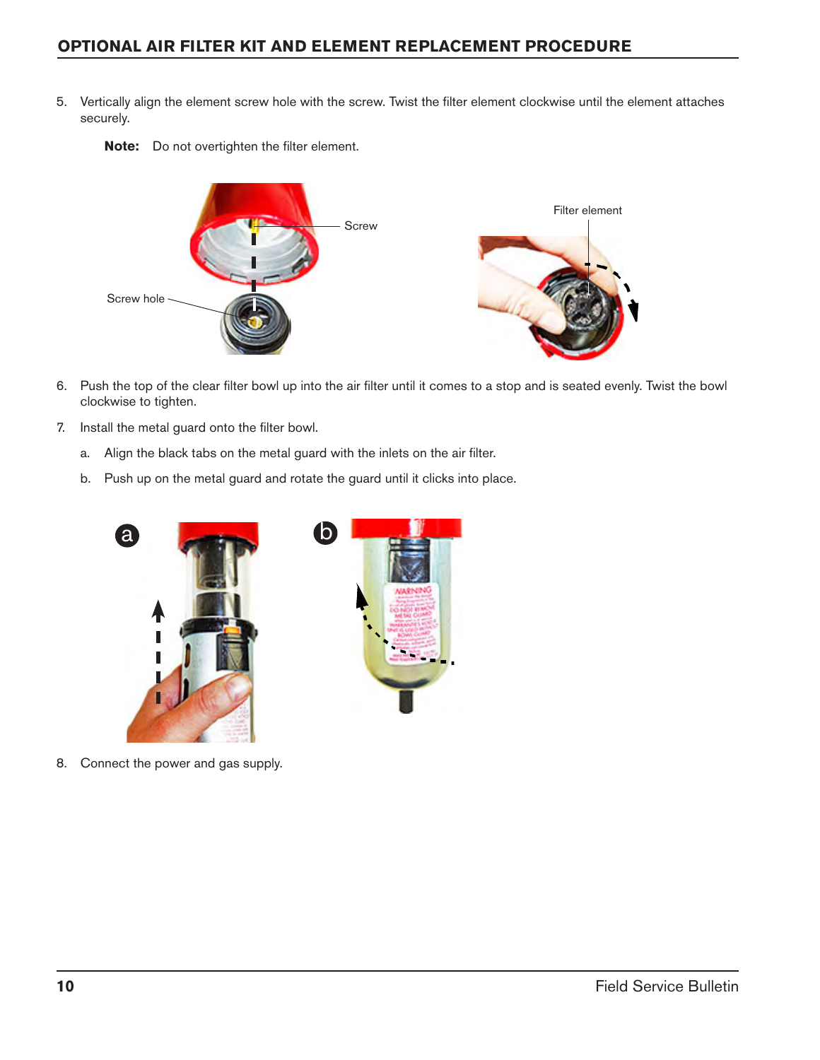## OPTIONAL AIR FILTER KIT AND ELEMENT REPLACEMENT PROCEDURE

5. Vertically align the element screw hole with the screw. Twist the filter element clockwise until the element attaches securely.

   **Note:** Do not overtighten the filter element.

6. Push the top of the clear filter bowl up into the air filter until it comes to a stop and is seated evenly. Twist the bowl clockwise to tighten.

7. Install the metal guard onto the filter bowl.

   a. Align the black tabs on the metal guard with the inlets on the air filter.

   b. Push up on the metal guard and rotate the guard until it clicks into place.

8. Connect the power and gas supply.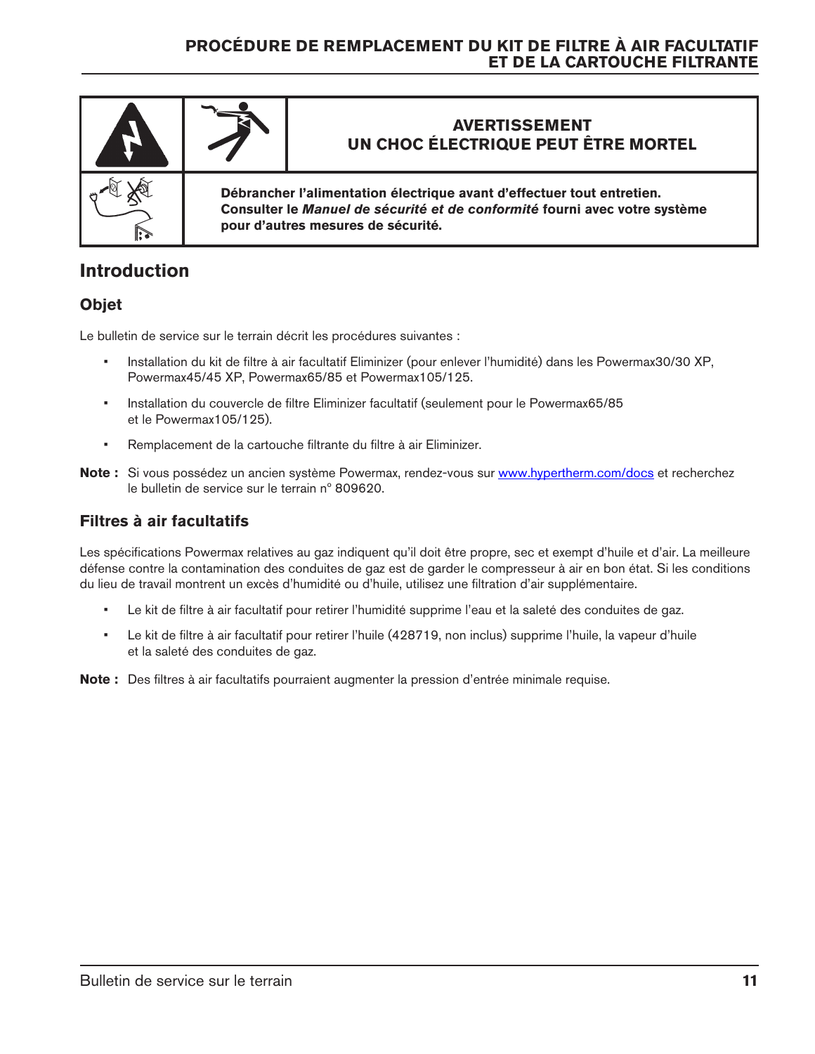| | | **AVERTISSEMENT**<br>**UN CHOC ÉLECTRIQUE PEUT ÊTRE MORTEL** |
|---|---|---|
| | **Débrancher l'alimentation électrique avant d'effectuer tout entretien. Consulter le *Manuel de sécurité et de conformité* fourni avec votre système pour d'autres mesures de sécurité.** | |

# Introduction

## Objet

Le bulletin de service sur le terrain décrit les procédures suivantes :

- Installation du kit de filtre à air facultatif Eliminizer (pour enlever l'humidité) dans les Powermax30/30 XP, Powermax45/45 XP, Powermax65/85 et Powermax105/125.
- Installation du couvercle de filtre Eliminizer facultatif (seulement pour le Powermax65/85 et le Powermax105/125).
- Remplacement de la cartouche filtrante du filtre à air Eliminizer.

**Note :** Si vous possédez un ancien système Powermax, rendez-vous sur [www.hypertherm.com/docs](www.hypertherm.com/docs) et recherchez le bulletin de service sur le terrain n° 809620.

## Filtres à air facultatifs

Les spécifications Powermax relatives au gaz indiquent qu'il doit être propre, sec et exempt d'huile et d'air. La meilleure défense contre la contamination des conduites de gaz est de garder le compresseur à air en bon état. Si les conditions du lieu de travail montrent un excès d'humidité ou d'huile, utilisez une filtration d'air supplémentaire.

- Le kit de filtre à air facultatif pour retirer l'humidité supprime l'eau et la saleté des conduites de gaz.
- Le kit de filtre à air facultatif pour retirer l'huile (428719, non inclus) supprime l'huile, la vapeur d'huile et la saleté des conduites de gaz.

**Note :** Des filtres à air facultatifs pourraient augmenter la pression d'entrée minimale requise.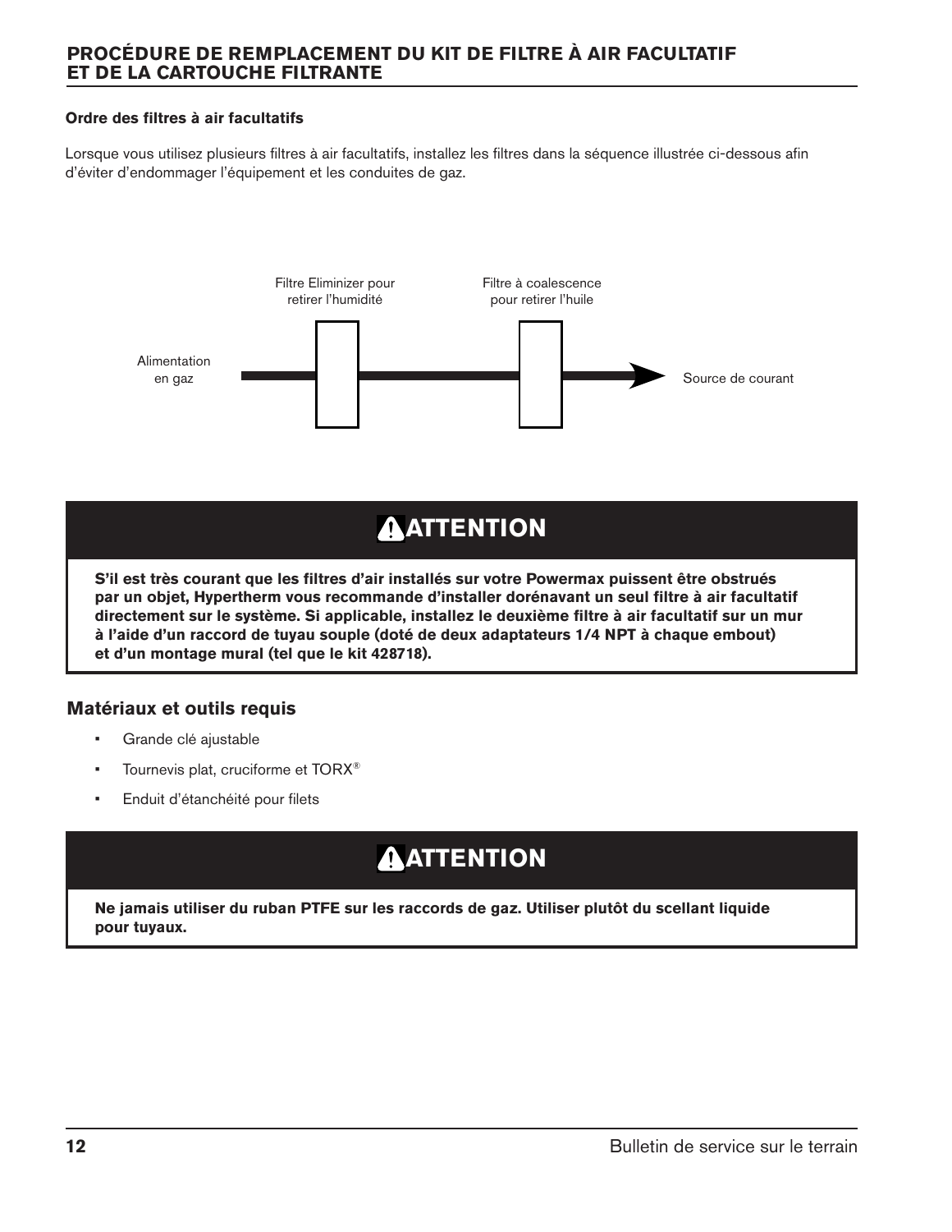## PROCÉDURE DE REMPLACEMENT DU KIT DE FILTRE À AIR FACULTATIF ET DE LA CARTOUCHE FILTRANTE

**Ordre des filtres à air facultatifs**

Lorsque vous utilisez plusieurs filtres à air facultatifs, installez les filtres dans la séquence illustrée ci-dessous afin d'éviter d'endommager l'équipement et les conduites de gaz.

Alimentation en gaz → Filtre Eliminizer pour retirer l'humidité → Filtre à coalescence pour retirer l'huile → Source de courant

### ATTENTION

**S'il est très courant que les filtres d'air installés sur votre Powermax puissent être obstrués par un objet, Hypertherm vous recommande d'installer dorénavant un seul filtre à air facultatif directement sur le système. Si applicable, installez le deuxième filtre à air facultatif sur un mur à l'aide d'un raccord de tuyau souple (doté de deux adaptateurs 1/4 NPT à chaque embout) et d'un montage mural (tel que le kit 428718).**

### Matériaux et outils requis

- Grande clé ajustable
- Tournevis plat, cruciforme et TORX®
- Enduit d'étanchéité pour filets

### ATTENTION

**Ne jamais utiliser du ruban PTFE sur les raccords de gaz. Utiliser plutôt du scellant liquide pour tuyaux.**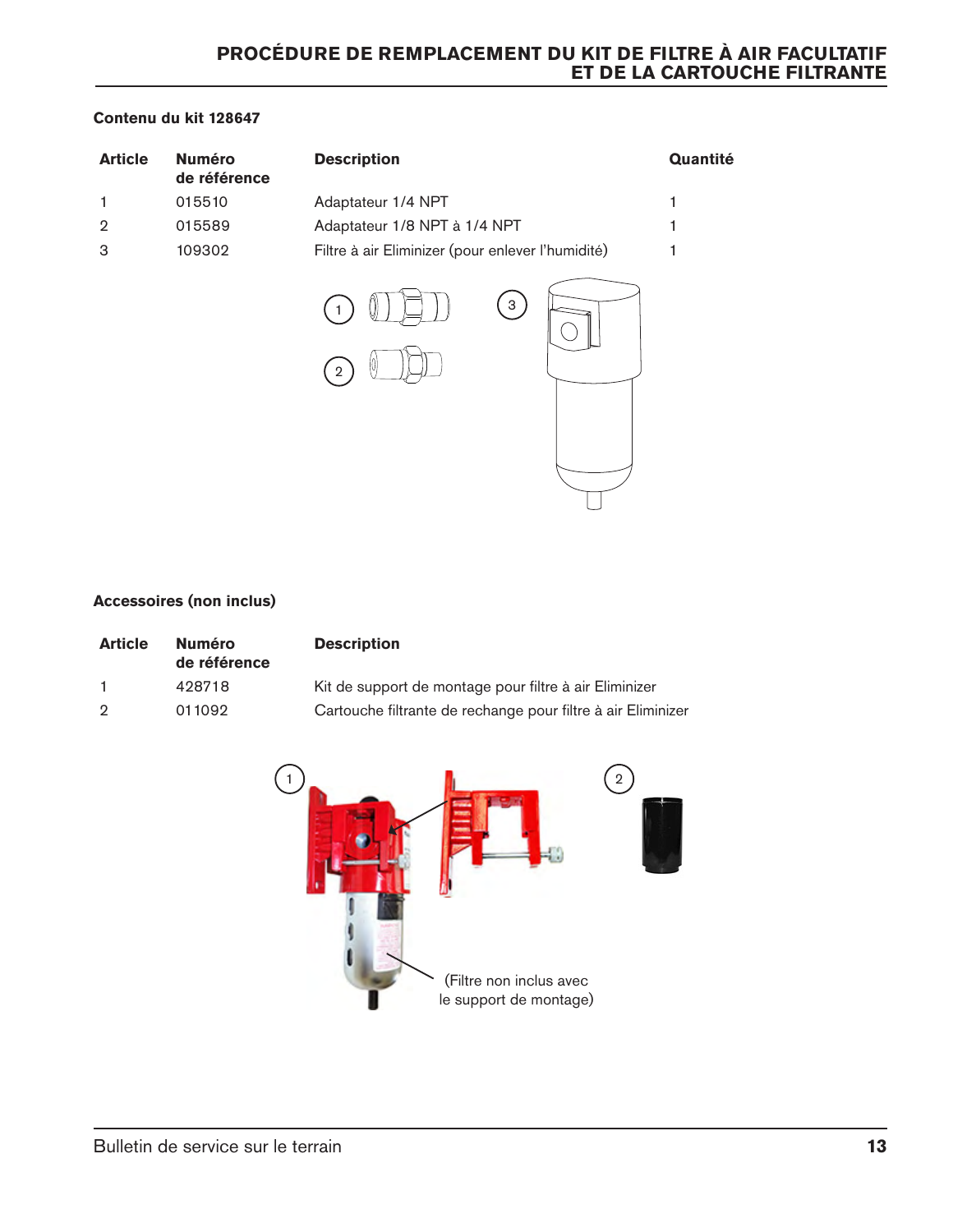## PROCÉDURE DE REMPLACEMENT DU KIT DE FILTRE À AIR FACULTATIF ET DE LA CARTOUCHE FILTRANTE

**Contenu du kit 128647**

| Article | Numéro de référence | Description | Quantité |
|---|---|---|---|
| 1 | 015510 | Adaptateur 1/4 NPT | 1 |
| 2 | 015589 | Adaptateur 1/8 NPT à 1/4 NPT | 1 |
| 3 | 109302 | Filtre à air Eliminizer (pour enlever l'humidité) | 1 |

**Accessoires (non inclus)**

| Article | Numéro de référence | Description |
|---|---|---|
| 1 | 428718 | Kit de support de montage pour filtre à air Eliminizer |
| 2 | 011092 | Cartouche filtrante de rechange pour filtre à air Eliminizer |

(Filtre non inclus avec le support de montage)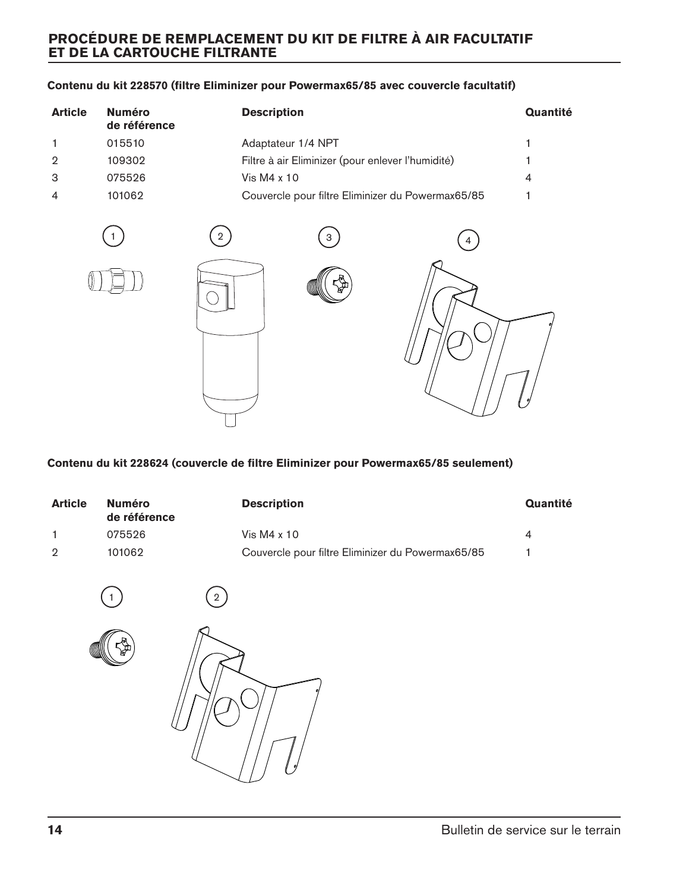## PROCÉDURE DE REMPLACEMENT DU KIT DE FILTRE À AIR FACULTATIF ET DE LA CARTOUCHE FILTRANTE

**Contenu du kit 228570 (filtre Eliminizer pour Powermax65/85 avec couvercle facultatif)**

| Article | Numéro de référence | Description | Quantité |
|---|---|---|---|
| 1 | 015510 | Adaptateur 1/4 NPT | 1 |
| 2 | 109302 | Filtre à air Eliminizer (pour enlever l'humidité) | 1 |
| 3 | 075526 | Vis M4 x 10 | 4 |
| 4 | 101062 | Couvercle pour filtre Eliminizer du Powermax65/85 | 1 |

**Contenu du kit 228624 (couvercle de filtre Eliminizer pour Powermax65/85 seulement)**

| Article | Numéro de référence | Description | Quantité |
|---|---|---|---|
| 1 | 075526 | Vis M4 x 10 | 4 |
| 2 | 101062 | Couvercle pour filtre Eliminizer du Powermax65/85 | 1 |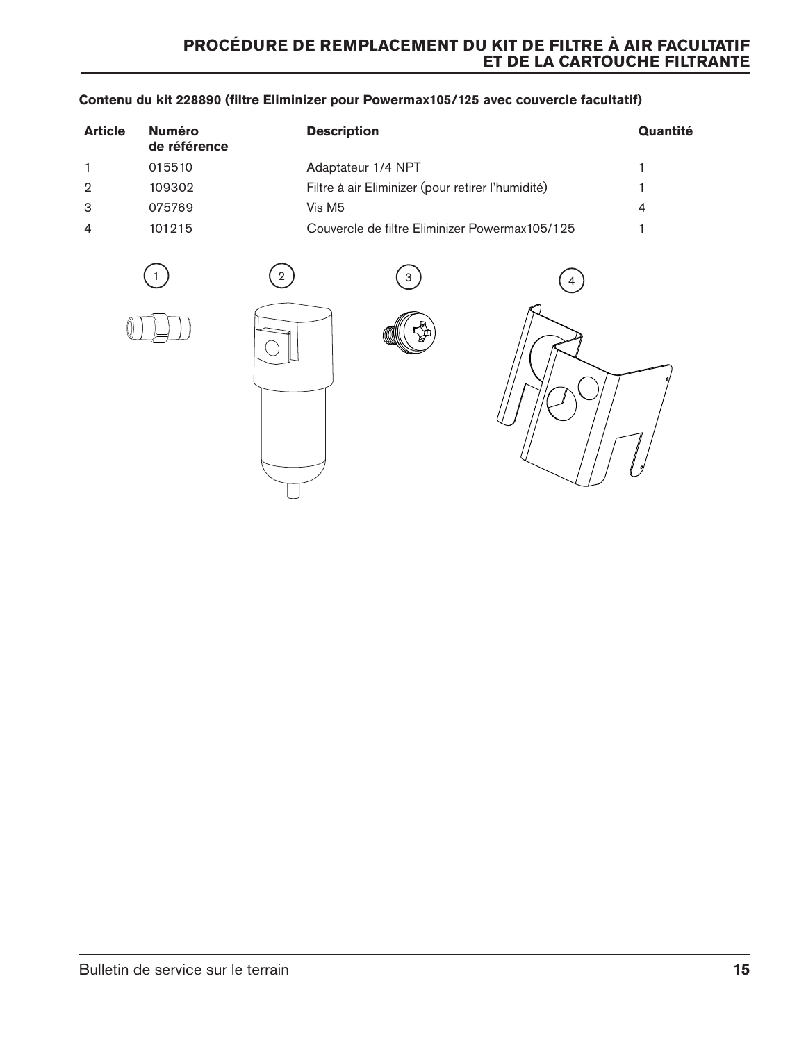**Contenu du kit 228890 (filtre Eliminizer pour Powermax105/125 avec couvercle facultatif)**

| Article | Numéro de référence | Description | Quantité |
|---|---|---|---|
| 1 | 015510 | Adaptateur 1/4 NPT | 1 |
| 2 | 109302 | Filtre à air Eliminizer (pour retirer l'humidité) | 1 |
| 3 | 075769 | Vis M5 | 4 |
| 4 | 101215 | Couvercle de filtre Eliminizer Powermax105/125 | 1 |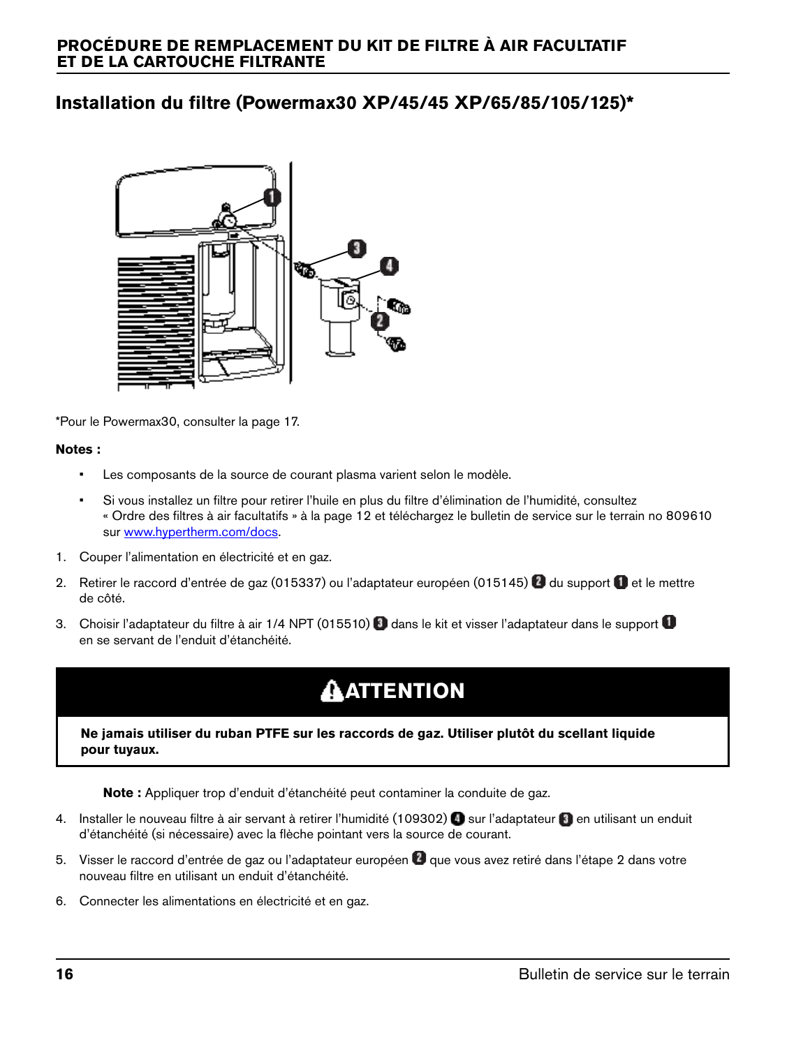## PROCÉDURE DE REMPLACEMENT DU KIT DE FILTRE À AIR FACULTATIF ET DE LA CARTOUCHE FILTRANTE

### Installation du filtre (Powermax30 XP/45/45 XP/65/85/105/125)*

*Pour le Powermax30, consulter la page 17.

**Notes :**

- Les composants de la source de courant plasma varient selon le modèle.
- Si vous installez un filtre pour retirer l'huile en plus du filtre d'élimination de l'humidité, consultez « Ordre des filtres à air facultatifs » à la page 12 et téléchargez le bulletin de service sur le terrain no 809610 sur www.hypertherm.com/docs.

1. Couper l'alimentation en électricité et en gaz.
2. Retirer le raccord d'entrée de gaz (015337) ou l'adaptateur européen (015145) 2 du support 1 et le mettre de côté.
3. Choisir l'adaptateur du filtre à air 1/4 NPT (015510) 3 dans le kit et visser l'adaptateur dans le support 1 en se servant de l'enduit d'étanchéité.

> **ATTENTION**
>
> **Ne jamais utiliser du ruban PTFE sur les raccords de gaz. Utiliser plutôt du scellant liquide pour tuyaux.**

**Note :** Appliquer trop d'enduit d'étanchéité peut contaminer la conduite de gaz.

4. Installer le nouveau filtre à air servant à retirer l'humidité (109302) 4 sur l'adaptateur 3 en utilisant un enduit d'étanchéité (si nécessaire) avec la flèche pointant vers la source de courant.
5. Visser le raccord d'entrée de gaz ou l'adaptateur européen 2 que vous avez retiré dans l'étape 2 dans votre nouveau filtre en utilisant un enduit d'étanchéité.
6. Connecter les alimentations en électricité et en gaz.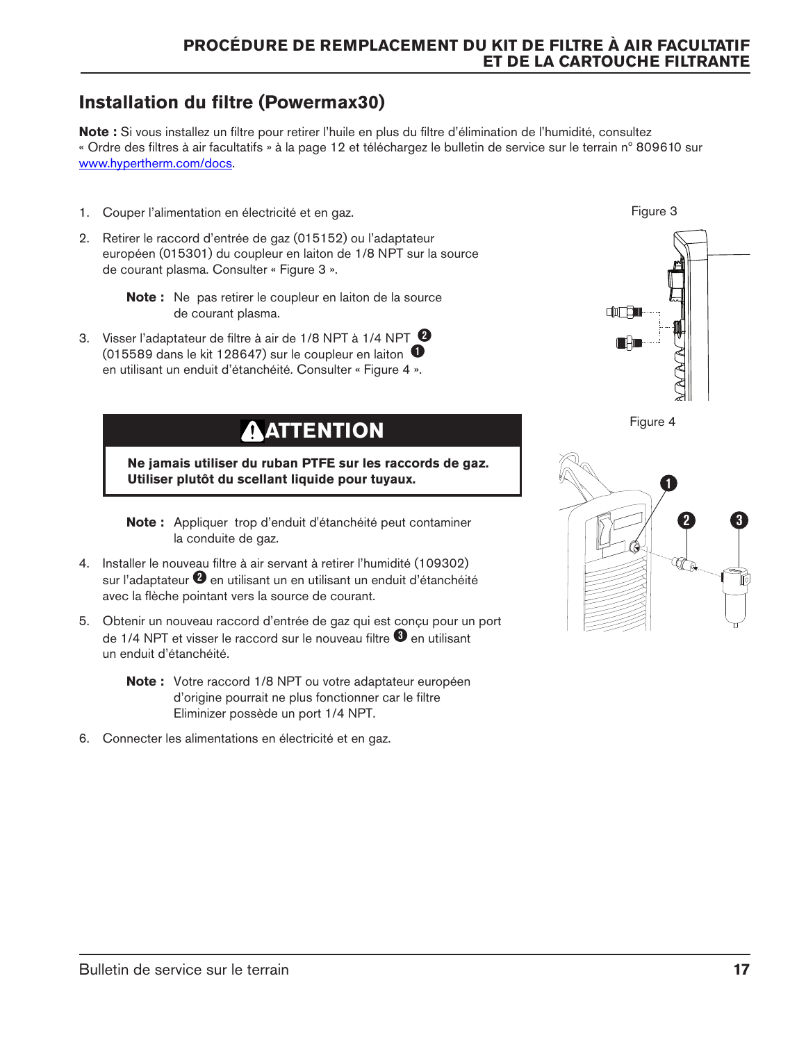## Installation du filtre (Powermax30)

**Note :** Si vous installez un filtre pour retirer l'huile en plus du filtre d'élimination de l'humidité, consultez « Ordre des filtres à air facultatifs » à la page 12 et téléchargez le bulletin de service sur le terrain n° 809610 sur www.hypertherm.com/docs.

1. Couper l'alimentation en électricité et en gaz.
2. Retirer le raccord d'entrée de gaz (015152) ou l'adaptateur européen (015301) du coupleur en laiton de 1/8 NPT sur la source de courant plasma. Consulter « Figure 3 ».

   **Note :** Ne pas retirer le coupleur en laiton de la source de courant plasma.

3. Visser l'adaptateur de filtre à air de 1/8 NPT à 1/4 NPT ❷ (015589 dans le kit 128647) sur le coupleur en laiton ❶ en utilisant un enduit d'étanchéité. Consulter « Figure 4 ».

> **⚠ ATTENTION**
>
> **Ne jamais utiliser du ruban PTFE sur les raccords de gaz. Utiliser plutôt du scellant liquide pour tuyaux.**

   **Note :** Appliquer trop d'enduit d'étanchéité peut contaminer la conduite de gaz.

4. Installer le nouveau filtre à air servant à retirer l'humidité (109302) sur l'adaptateur ❷ en utilisant un en utilisant un enduit d'étanchéité avec la flèche pointant vers la source de courant.
5. Obtenir un nouveau raccord d'entrée de gaz qui est conçu pour un port de 1/4 NPT et visser le raccord sur le nouveau filtre ❸ en utilisant un enduit d'étanchéité.

   **Note :** Votre raccord 1/8 NPT ou votre adaptateur européen d'origine pourrait ne plus fonctionner car le filtre Eliminizer possède un port 1/4 NPT.

6. Connecter les alimentations en électricité et en gaz.

Figure 3

Figure 4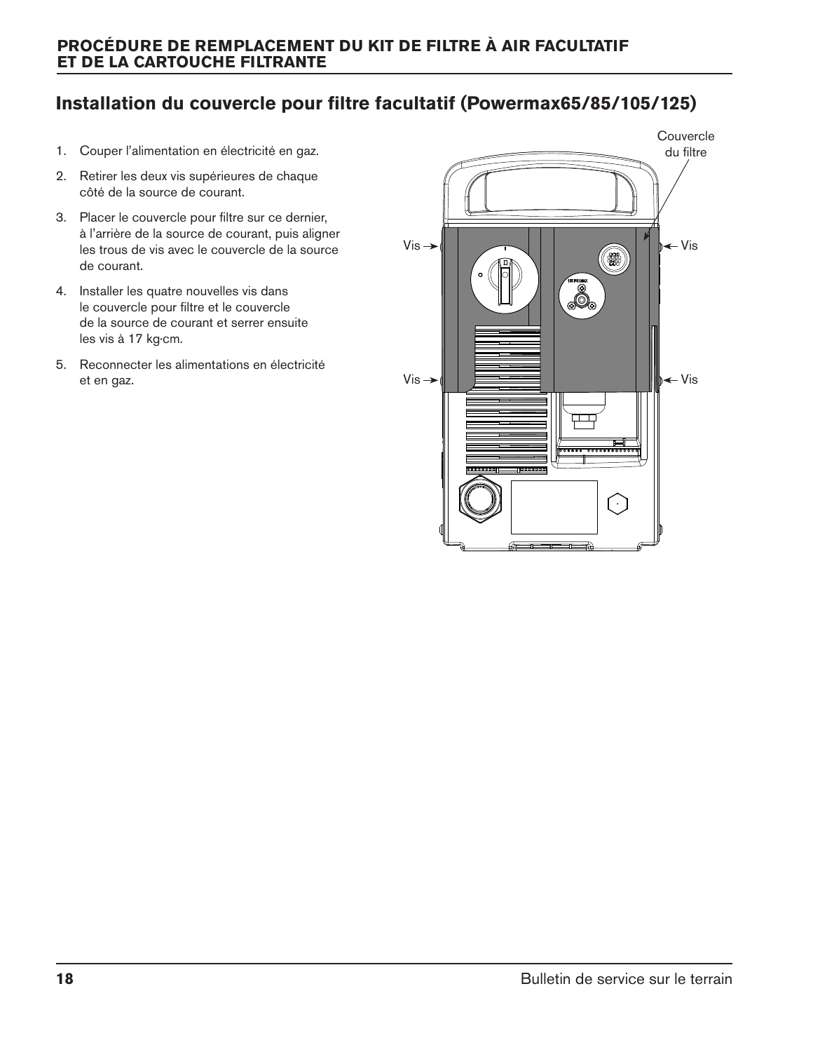## Installation du couvercle pour filtre facultatif (Powermax65/85/105/125)

1. Couper l'alimentation en électricité en gaz.
2. Retirer les deux vis supérieures de chaque côté de la source de courant.
3. Placer le couvercle pour filtre sur ce dernier, à l'arrière de la source de courant, puis aligner les trous de vis avec le couvercle de la source de courant.
4. Installer les quatre nouvelles vis dans le couvercle pour filtre et le couvercle de la source de courant et serrer ensuite les vis à 17 kg·cm.
5. Reconnecter les alimentations en électricité et en gaz.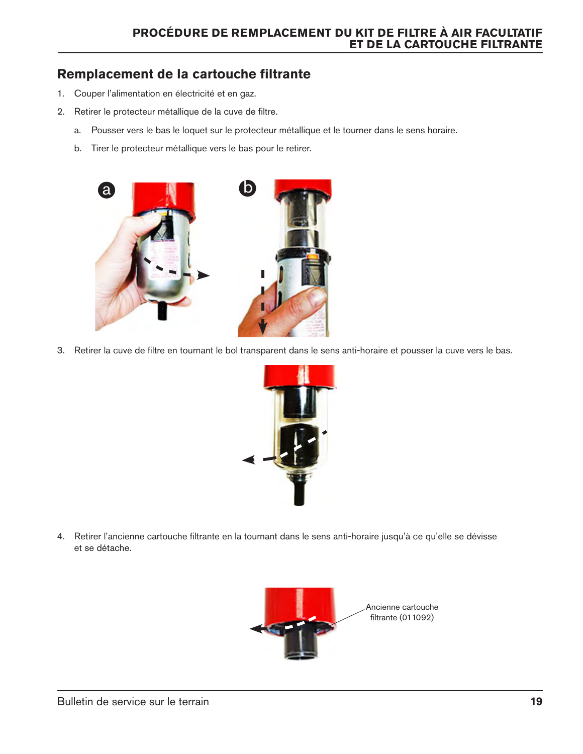## Remplacement de la cartouche filtrante

1. Couper l'alimentation en électricité et en gaz.
2. Retirer le protecteur métallique de la cuve de filtre.
   a. Pousser vers le bas le loquet sur le protecteur métallique et le tourner dans le sens horaire.
   b. Tirer le protecteur métallique vers le bas pour le retirer.

3. Retirer la cuve de filtre en tournant le bol transparent dans le sens anti-horaire et pousser la cuve vers le bas.

4. Retirer l'ancienne cartouche filtrante en la tournant dans le sens anti-horaire jusqu'à ce qu'elle se dévisse et se détache.

Ancienne cartouche filtrante (01 1092)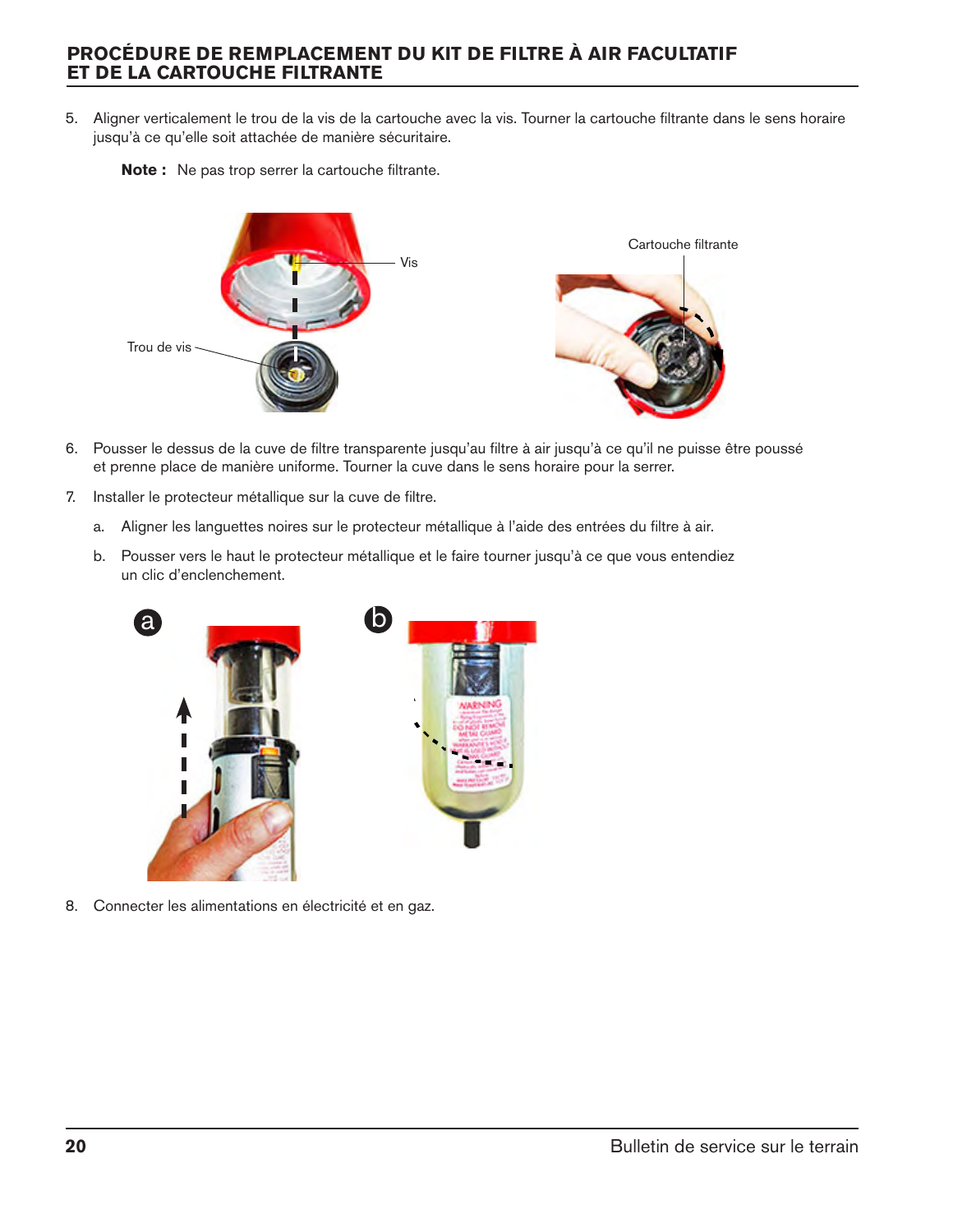## PROCÉDURE DE REMPLACEMENT DU KIT DE FILTRE À AIR FACULTATIF ET DE LA CARTOUCHE FILTRANTE

5. Aligner verticalement le trou de la vis de la cartouche avec la vis. Tourner la cartouche filtrante dans le sens horaire jusqu'à ce qu'elle soit attachée de manière sécuritaire.

   **Note :** Ne pas trop serrer la cartouche filtrante.

Vis

Trou de vis

Cartouche filtrante

6. Pousser le dessus de la cuve de filtre transparente jusqu'au filtre à air jusqu'à ce qu'il ne puisse être poussé et prenne place de manière uniforme. Tourner la cuve dans le sens horaire pour la serrer.

7. Installer le protecteur métallique sur la cuve de filtre.

   a. Aligner les languettes noires sur le protecteur métallique à l'aide des entrées du filtre à air.

   b. Pousser vers le haut le protecteur métallique et le faire tourner jusqu'à ce que vous entendiez un clic d'enclenchement.

a

b

8. Connecter les alimentations en électricité et en gaz.